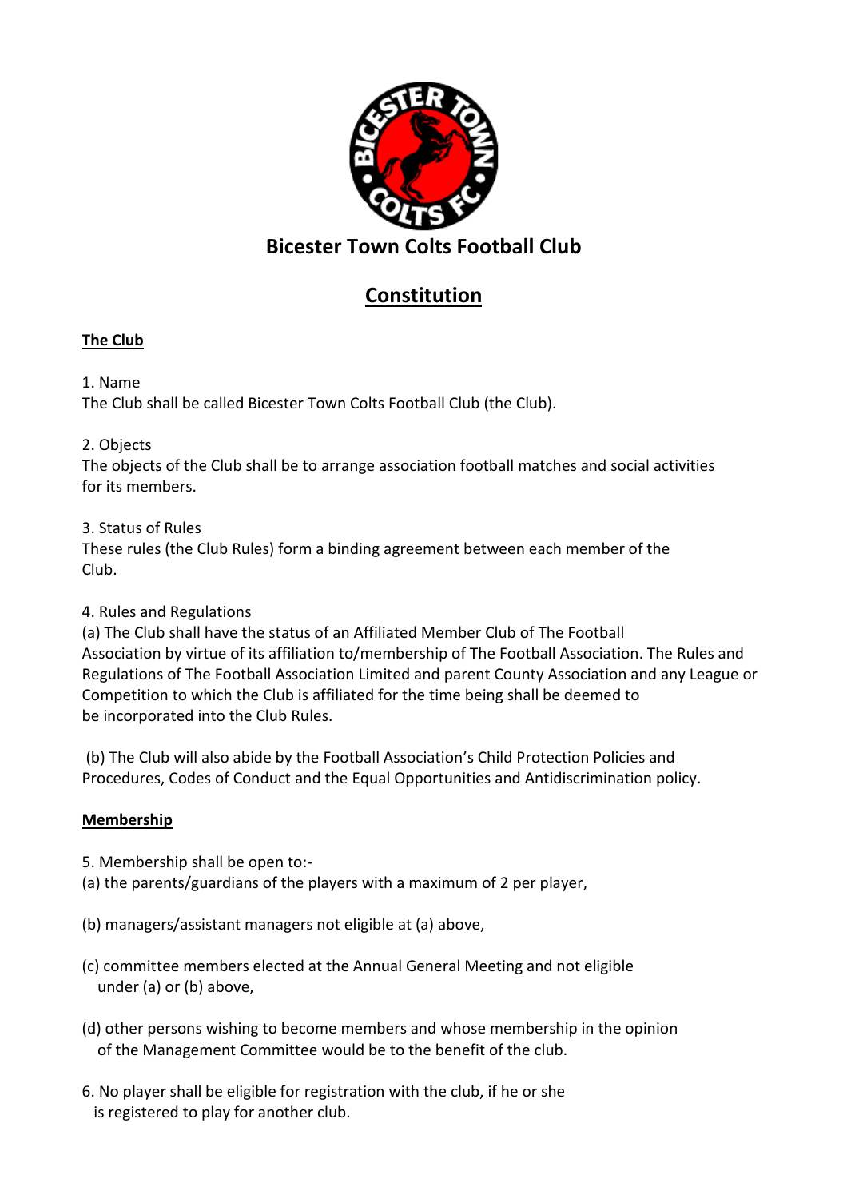# Bicester Town Colts Football Club

## Constitution

### The Club

1. Name
The Club shall be called Bicester Town Colts Football Club (the Club).

2. Objects
The objects of the Club shall be to arrange association football matches and social activities for its members.

3. Status of Rules
These rules (the Club Rules) form a binding agreement between each member of the Club.

4. Rules and Regulations
(a) The Club shall have the status of an Affiliated Member Club of The Football Association by virtue of its affiliation to/membership of The Football Association. The Rules and Regulations of The Football Association Limited and parent County Association and any League or Competition to which the Club is affiliated for the time being shall be deemed to be incorporated into the Club Rules.

(b) The Club will also abide by the Football Association's Child Protection Policies and Procedures, Codes of Conduct and the Equal Opportunities and Antidiscrimination policy.

### Membership

5. Membership shall be open to:-
(a) the parents/guardians of the players with a maximum of 2 per player,

(b) managers/assistant managers not eligible at (a) above,

(c) committee members elected at the Annual General Meeting and not eligible under (a) or (b) above,

(d) other persons wishing to become members and whose membership in the opinion of the Management Committee would be to the benefit of the club.

6. No player shall be eligible for registration with the club, if he or she is registered to play for another club.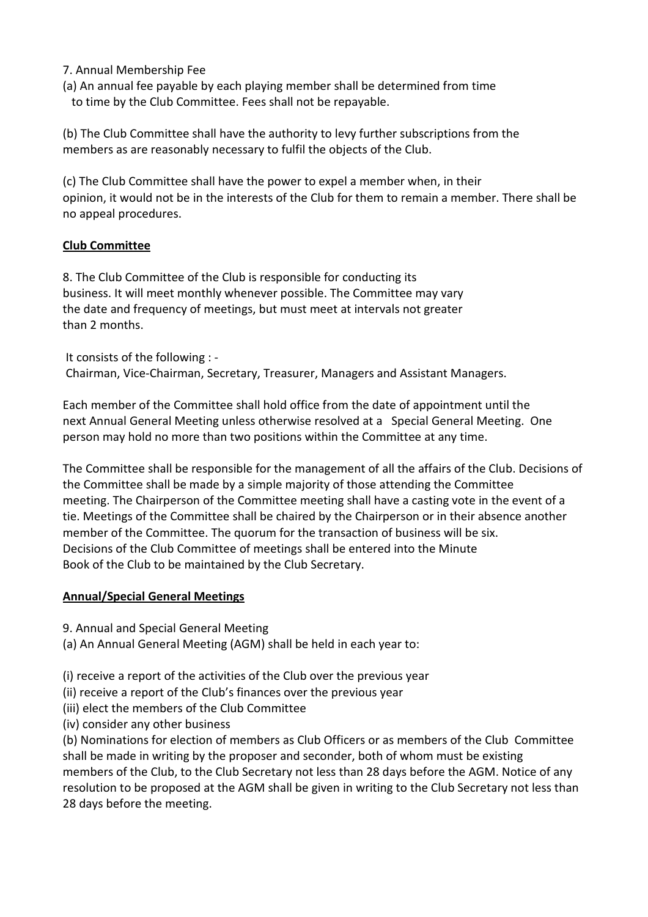7. Annual Membership Fee

(a) An annual fee payable by each playing member shall be determined from time to time by the Club Committee. Fees shall not be repayable.

(b) The Club Committee shall have the authority to levy further subscriptions from the members as are reasonably necessary to fulfil the objects of the Club.

(c) The Club Committee shall have the power to expel a member when, in their opinion, it would not be in the interests of the Club for them to remain a member. There shall be no appeal procedures.

## Club Committee

8. The Club Committee of the Club is responsible for conducting its business. It will meet monthly whenever possible. The Committee may vary the date and frequency of meetings, but must meet at intervals not greater than 2 months.

It consists of the following : -
Chairman, Vice-Chairman, Secretary, Treasurer, Managers and Assistant Managers.

Each member of the Committee shall hold office from the date of appointment until the next Annual General Meeting unless otherwise resolved at a Special General Meeting. One person may hold no more than two positions within the Committee at any time.

The Committee shall be responsible for the management of all the affairs of the Club. Decisions of the Committee shall be made by a simple majority of those attending the Committee meeting. The Chairperson of the Committee meeting shall have a casting vote in the event of a tie. Meetings of the Committee shall be chaired by the Chairperson or in their absence another member of the Committee. The quorum for the transaction of business will be six. Decisions of the Club Committee of meetings shall be entered into the Minute Book of the Club to be maintained by the Club Secretary.

## Annual/Special General Meetings

9. Annual and Special General Meeting

(a) An Annual General Meeting (AGM) shall be held in each year to:

(i) receive a report of the activities of the Club over the previous year
(ii) receive a report of the Club's finances over the previous year
(iii) elect the members of the Club Committee
(iv) consider any other business

(b) Nominations for election of members as Club Officers or as members of the Club Committee shall be made in writing by the proposer and seconder, both of whom must be existing members of the Club, to the Club Secretary not less than 28 days before the AGM. Notice of any resolution to be proposed at the AGM shall be given in writing to the Club Secretary not less than 28 days before the meeting.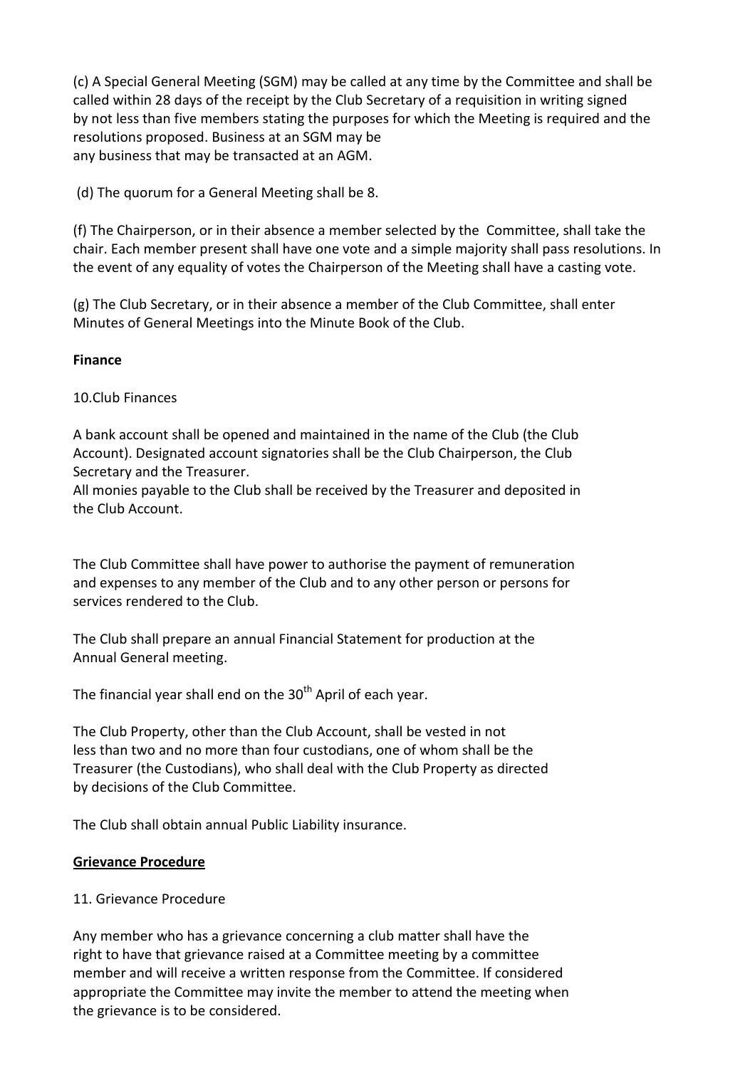(c) A Special General Meeting (SGM) may be called at any time by the Committee and shall be called within 28 days of the receipt by the Club Secretary of a requisition in writing signed by not less than five members stating the purposes for which the Meeting is required and the resolutions proposed. Business at an SGM may be any business that may be transacted at an AGM.

(d) The quorum for a General Meeting shall be 8.

(f) The Chairperson, or in their absence a member selected by the Committee, shall take the chair. Each member present shall have one vote and a simple majority shall pass resolutions. In the event of any equality of votes the Chairperson of the Meeting shall have a casting vote.

(g) The Club Secretary, or in their absence a member of the Club Committee, shall enter Minutes of General Meetings into the Minute Book of the Club.

**Finance**

10.Club Finances

A bank account shall be opened and maintained in the name of the Club (the Club Account). Designated account signatories shall be the Club Chairperson, the Club Secretary and the Treasurer.
All monies payable to the Club shall be received by the Treasurer and deposited in the Club Account.

The Club Committee shall have power to authorise the payment of remuneration and expenses to any member of the Club and to any other person or persons for services rendered to the Club.

The Club shall prepare an annual Financial Statement for production at the Annual General meeting.

The financial year shall end on the 30th April of each year.

The Club Property, other than the Club Account, shall be vested in not less than two and no more than four custodians, one of whom shall be the Treasurer (the Custodians), who shall deal with the Club Property as directed by decisions of the Club Committee.

The Club shall obtain annual Public Liability insurance.

**Grievance Procedure**

11. Grievance Procedure

Any member who has a grievance concerning a club matter shall have the right to have that grievance raised at a Committee meeting by a committee member and will receive a written response from the Committee. If considered appropriate the Committee may invite the member to attend the meeting when the grievance is to be considered.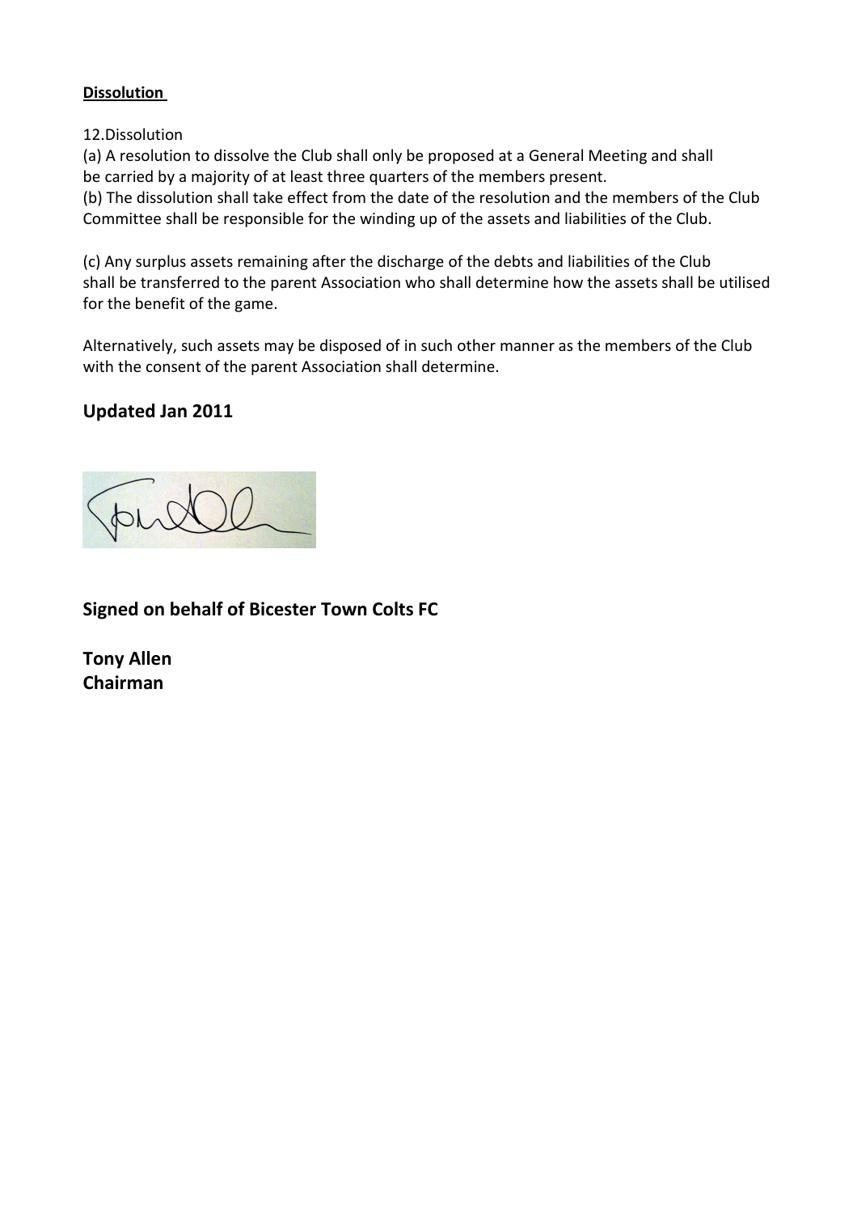**Dissolution**

12.Dissolution

(a) A resolution to dissolve the Club shall only be proposed at a General Meeting and shall be carried by a majority of at least three quarters of the members present.

(b) The dissolution shall take effect from the date of the resolution and the members of the Club Committee shall be responsible for the winding up of the assets and liabilities of the Club.

(c) Any surplus assets remaining after the discharge of the debts and liabilities of the Club shall be transferred to the parent Association who shall determine how the assets shall be utilised for the benefit of the game.

Alternatively, such assets may be disposed of in such other manner as the members of the Club with the consent of the parent Association shall determine.

**Updated Jan 2011**

**Signed on behalf of Bicester Town Colts FC**

**Tony Allen**
**Chairman**